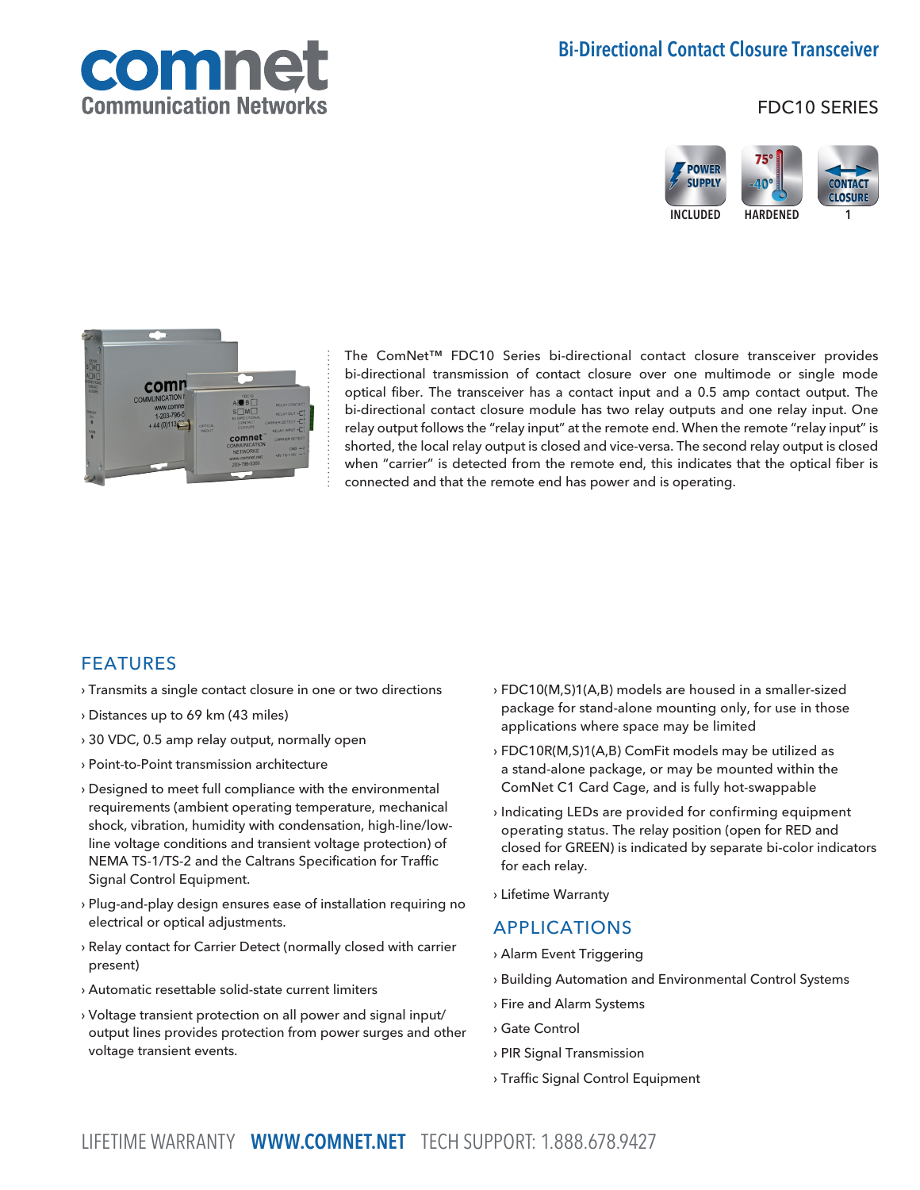# Bi-Directional Contact Closure Transceiver

## FDC10 SERIES

POWER SUPPLY INCLUDED | 75° -40° HARDENED | CONTACT CLOSURE 1

The ComNet™ FDC10 Series bi-directional contact closure transceiver provides bi-directional transmission of contact closure over one multimode or single mode optical fiber. The transceiver has a contact input and a 0.5 amp contact output. The bi-directional contact closure module has two relay outputs and one relay input. One relay output follows the "relay input" at the remote end. When the remote "relay input" is shorted, the local relay output is closed and vice-versa. The second relay output is closed when "carrier" is detected from the remote end, this indicates that the optical fiber is connected and that the remote end has power and is operating.

## FEATURES

- › Transmits a single contact closure in one or two directions
- › Distances up to 69 km (43 miles)
- › 30 VDC, 0.5 amp relay output, normally open
- › Point-to-Point transmission architecture
- › Designed to meet full compliance with the environmental requirements (ambient operating temperature, mechanical shock, vibration, humidity with condensation, high-line/low-line voltage conditions and transient voltage protection) of NEMA TS-1/TS-2 and the Caltrans Specification for Traffic Signal Control Equipment.
- › Plug-and-play design ensures ease of installation requiring no electrical or optical adjustments.
- › Relay contact for Carrier Detect (normally closed with carrier present)
- › Automatic resettable solid-state current limiters
- › Voltage transient protection on all power and signal input/output lines provides protection from power surges and other voltage transient events.
- › FDC10(M,S)1(A,B) models are housed in a smaller-sized package for stand-alone mounting only, for use in those applications where space may be limited
- › FDC10R(M,S)1(A,B) ComFit models may be utilized as a stand-alone package, or may be mounted within the ComNet C1 Card Cage, and is fully hot-swappable
- › Indicating LEDs are provided for confirming equipment operating status. The relay position (open for RED and closed for GREEN) is indicated by separate bi-color indicators for each relay.
- › Lifetime Warranty

## APPLICATIONS

- › Alarm Event Triggering
- › Building Automation and Environmental Control Systems
- › Fire and Alarm Systems
- › Gate Control
- › PIR Signal Transmission
- › Traffic Signal Control Equipment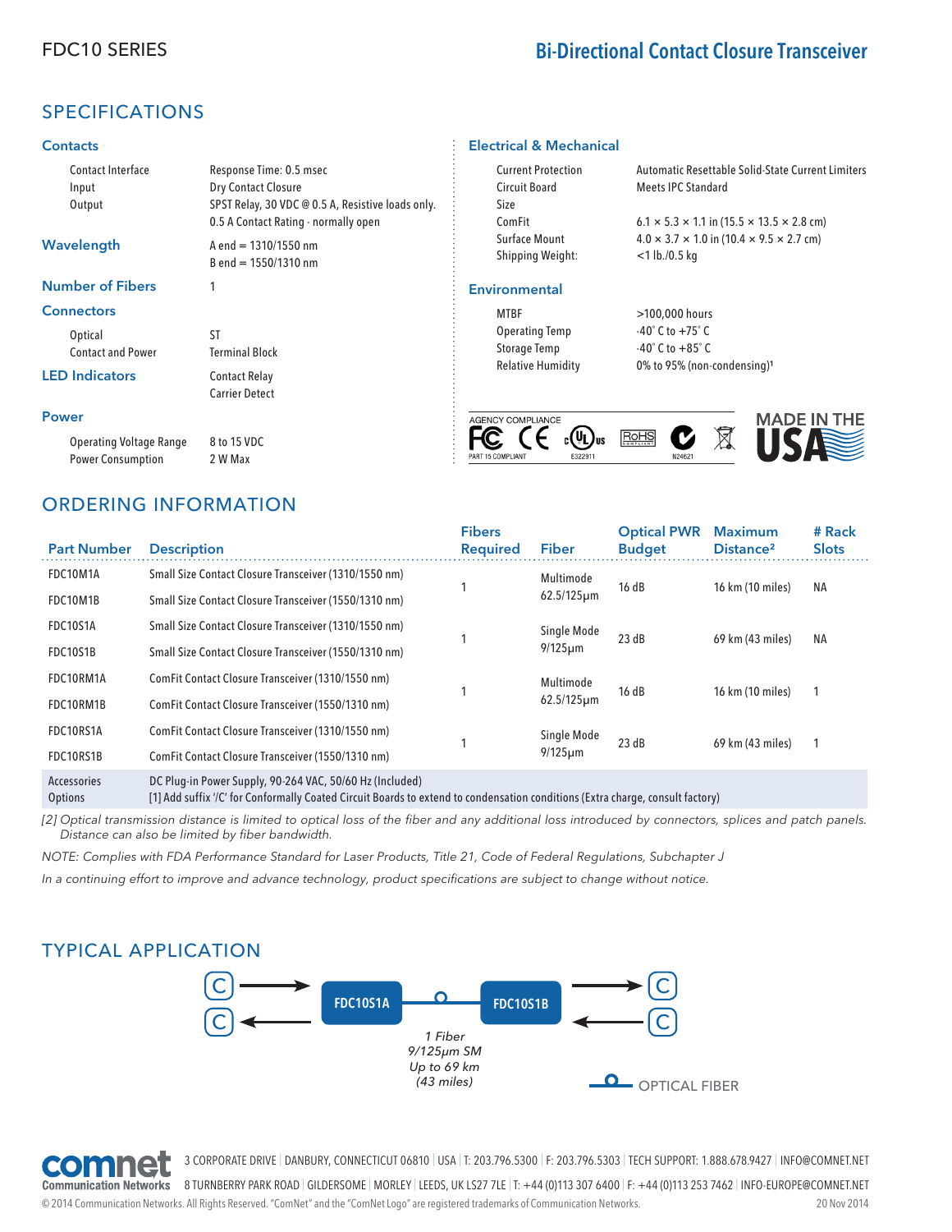## SPECIFICATIONS

### Contacts

| | |
|---|---|
| Contact Interface | Response Time: 0.5 msec |
| Input | Dry Contact Closure |
| Output | SPST Relay, 30 VDC @ 0.5 A, Resistive loads only. 0.5 A Contact Rating - normally open |

### Wavelength

A end = 1310/1550 nm
B end = 1550/1310 nm

### Number of Fibers

1

### Connectors

| | |
|---|---|
| Optical | ST |
| Contact and Power | Terminal Block |

### LED Indicators

Contact Relay
Carrier Detect

### Power

| | |
|---|---|
| Operating Voltage Range | 8 to 15 VDC |
| Power Consumption | 2 W Max |

### Electrical & Mechanical

| | |
|---|---|
| Current Protection | Automatic Resettable Solid-State Current Limiters |
| Circuit Board | Meets IPC Standard |
| Size | |
| ComFit | 6.1 × 5.3 × 1.1 in (15.5 × 13.5 × 2.8 cm) |
| Surface Mount | 4.0 × 3.7 × 1.0 in (10.4 × 9.5 × 2.7 cm) |
| Shipping Weight: | <1 lb./0.5 kg |

### Environmental

| | |
|---|---|
| MTBF | >100,000 hours |
| Operating Temp | -40° C to +75° C |
| Storage Temp | -40° C to +85° C |
| Relative Humidity | 0% to 95% (non-condensing)[1] |

AGENCY COMPLIANCE
PART 15 COMPLIANT E322911 N24621

MADE IN THE USA

## ORDERING INFORMATION

| Part Number | Description | Fibers Required | Fiber | Optical PWR Budget | Maximum Distance[2] | # Rack Slots |
|---|---|---|---|---|---|---|
| FDC10M1A | Small Size Contact Closure Transceiver (1310/1550 nm) | 1 | Multimode 62.5/125µm | 16 dB | 16 km (10 miles) | NA |
| FDC10M1B | Small Size Contact Closure Transceiver (1550/1310 nm) | | | | | |
| FDC10S1A | Small Size Contact Closure Transceiver (1310/1550 nm) | 1 | Single Mode 9/125µm | 23 dB | 69 km (43 miles) | NA |
| FDC10S1B | Small Size Contact Closure Transceiver (1550/1310 nm) | | | | | |
| FDC10RM1A | ComFit Contact Closure Transceiver (1310/1550 nm) | 1 | Multimode 62.5/125µm | 16 dB | 16 km (10 miles) | 1 |
| FDC10RM1B | ComFit Contact Closure Transceiver (1550/1310 nm) | | | | | |
| FDC10RS1A | ComFit Contact Closure Transceiver (1310/1550 nm) | 1 | Single Mode 9/125µm | 23 dB | 69 km (43 miles) | 1 |
| FDC10RS1B | ComFit Contact Closure Transceiver (1550/1310 nm) | | | | | |
| Accessories | DC Plug-in Power Supply, 90-264 VAC, 50/60 Hz (Included) | | | | | |
| Options | [1] Add suffix '/C' for Conformally Coated Circuit Boards to extend to condensation conditions (Extra charge, consult factory) | | | | | |

*[2] Optical transmission distance is limited to optical loss of the fiber and any additional loss introduced by connectors, splices and patch panels. Distance can also be limited by fiber bandwidth.*

*NOTE: Complies with FDA Performance Standard for Laser Products, Title 21, Code of Federal Regulations, Subchapter J*

*In a continuing effort to improve and advance technology, product specifications are subject to change without notice.*

## TYPICAL APPLICATION

C
C
FDC10S1A
FDC10S1B
C
C

*1 Fiber*
*9/125µm SM*
*Up to 69 km*
*(43 miles)*

OPTICAL FIBER

comnet Communication Networks

3 CORPORATE DRIVE | DANBURY, CONNECTICUT 06810 | USA | T: 203.796.5300 | F: 203.796.5303 | TECH SUPPORT: 1.888.678.9427 | INFO@COMNET.NET
8 TURNBERRY PARK ROAD | GILDERSOME | MORLEY | LEEDS, UK LS27 7LE | T: +44 (0)113 307 6400 | F: +44 (0)113 253 7462 | INFO-EUROPE@COMNET.NET

© 2014 Communication Networks. All Rights Reserved. "ComNet" and the "ComNet Logo" are registered trademarks of Communication Networks. 20 Nov 2014